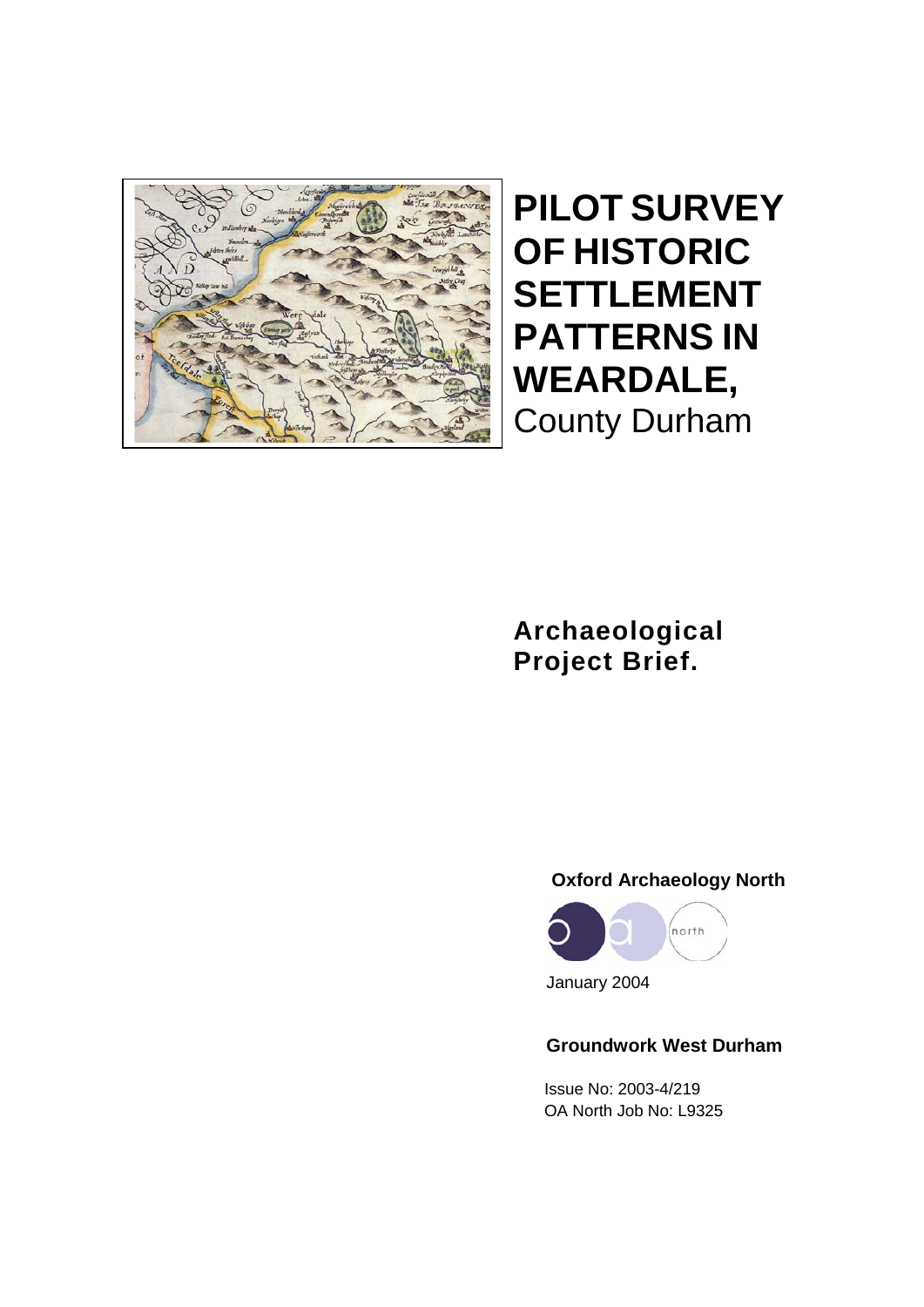# PILOT SURVEY OF HISTORIC SETTLEMENT PATTERNS IN WEARDALE,

County Durham

## Archaeological Project Brief.

**Oxford Archaeology North**

January 2004

**Groundwork West Durham**

Issue No: 2003-4/219

OA North Job No: L9325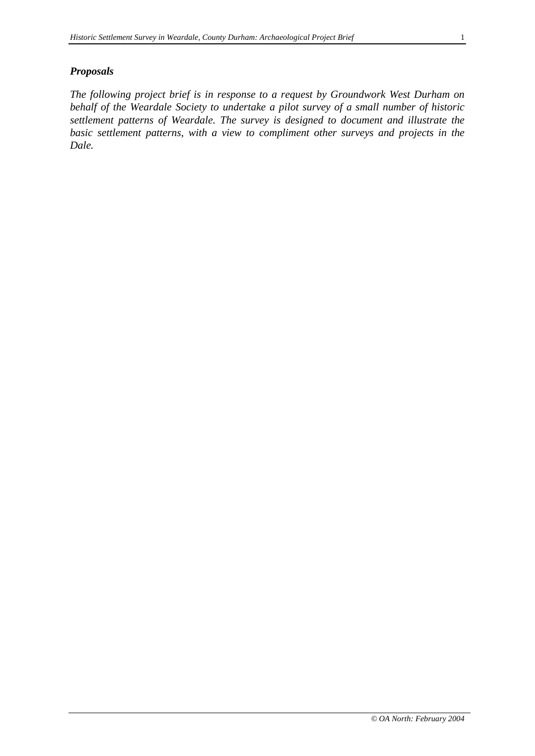***Proposals***

*The following project brief is in response to a request by Groundwork West Durham on behalf of the Weardale Society to undertake a pilot survey of a small number of historic settlement patterns of Weardale. The survey is designed to document and illustrate the basic settlement patterns, with a view to compliment other surveys and projects in the Dale.*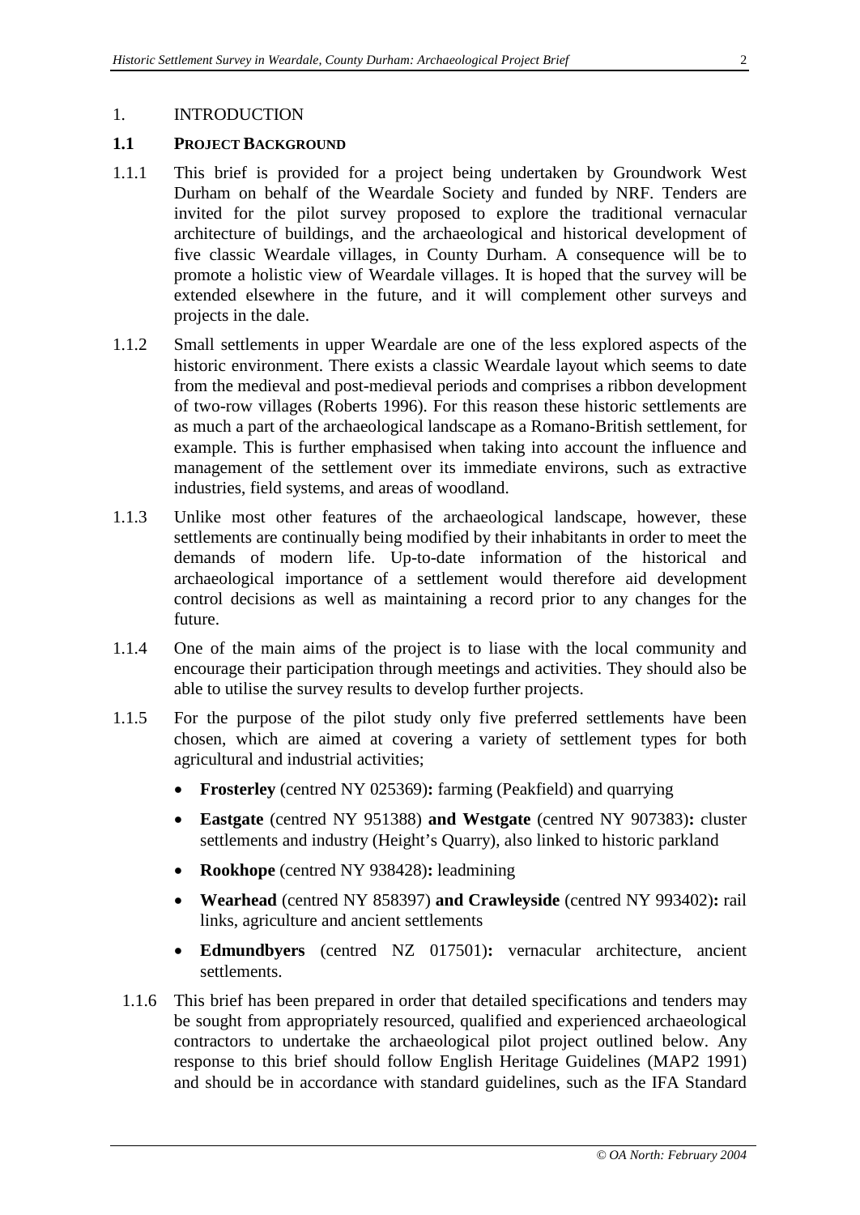1. INTRODUCTION

## 1.1 PROJECT BACKGROUND

1.1.1 This brief is provided for a project being undertaken by Groundwork West Durham on behalf of the Weardale Society and funded by NRF. Tenders are invited for the pilot survey proposed to explore the traditional vernacular architecture of buildings, and the archaeological and historical development of five classic Weardale villages, in County Durham. A consequence will be to promote a holistic view of Weardale villages. It is hoped that the survey will be extended elsewhere in the future, and it will complement other surveys and projects in the dale.

1.1.2 Small settlements in upper Weardale are one of the less explored aspects of the historic environment. There exists a classic Weardale layout which seems to date from the medieval and post-medieval periods and comprises a ribbon development of two-row villages (Roberts 1996). For this reason these historic settlements are as much a part of the archaeological landscape as a Romano-British settlement, for example. This is further emphasised when taking into account the influence and management of the settlement over its immediate environs, such as extractive industries, field systems, and areas of woodland.

1.1.3 Unlike most other features of the archaeological landscape, however, these settlements are continually being modified by their inhabitants in order to meet the demands of modern life. Up-to-date information of the historical and archaeological importance of a settlement would therefore aid development control decisions as well as maintaining a record prior to any changes for the future.

1.1.4 One of the main aims of the project is to liase with the local community and encourage their participation through meetings and activities. They should also be able to utilise the survey results to develop further projects.

1.1.5 For the purpose of the pilot study only five preferred settlements have been chosen, which are aimed at covering a variety of settlement types for both agricultural and industrial activities;

- **Frosterley** (centred NY 025369)**:** farming (Peakfield) and quarrying
- **Eastgate** (centred NY 951388) **and Westgate** (centred NY 907383)**:** cluster settlements and industry (Height's Quarry), also linked to historic parkland
- **Rookhope** (centred NY 938428)**:** leadmining
- **Wearhead** (centred NY 858397) **and Crawleyside** (centred NY 993402)**:** rail links, agriculture and ancient settlements
- **Edmundbyers** (centred NZ 017501)**:** vernacular architecture, ancient settlements.

1.1.6 This brief has been prepared in order that detailed specifications and tenders may be sought from appropriately resourced, qualified and experienced archaeological contractors to undertake the archaeological pilot project outlined below. Any response to this brief should follow English Heritage Guidelines (MAP2 1991) and should be in accordance with standard guidelines, such as the IFA Standard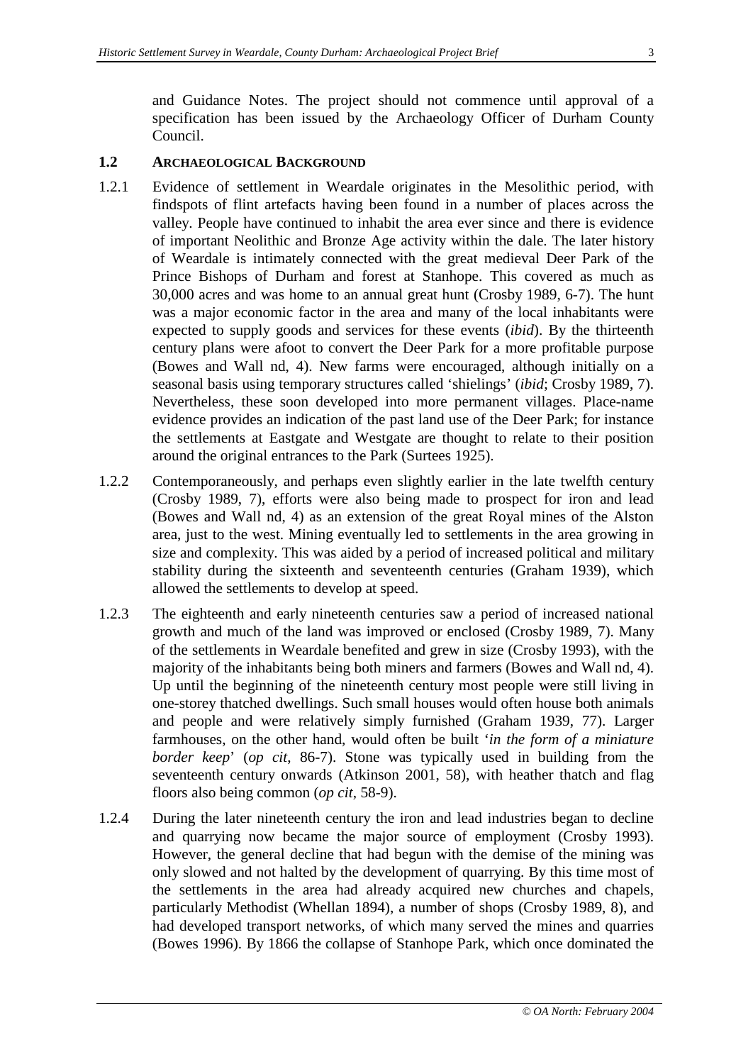and Guidance Notes. The project should not commence until approval of a specification has been issued by the Archaeology Officer of Durham County Council.

### 1.2 Archaeological Background

1.2.1 Evidence of settlement in Weardale originates in the Mesolithic period, with findspots of flint artefacts having been found in a number of places across the valley. People have continued to inhabit the area ever since and there is evidence of important Neolithic and Bronze Age activity within the dale. The later history of Weardale is intimately connected with the great medieval Deer Park of the Prince Bishops of Durham and forest at Stanhope. This covered as much as 30,000 acres and was home to an annual great hunt (Crosby 1989, 6-7). The hunt was a major economic factor in the area and many of the local inhabitants were expected to supply goods and services for these events (*ibid*). By the thirteenth century plans were afoot to convert the Deer Park for a more profitable purpose (Bowes and Wall nd, 4). New farms were encouraged, although initially on a seasonal basis using temporary structures called 'shielings' (*ibid*; Crosby 1989, 7). Nevertheless, these soon developed into more permanent villages. Place-name evidence provides an indication of the past land use of the Deer Park; for instance the settlements at Eastgate and Westgate are thought to relate to their position around the original entrances to the Park (Surtees 1925).

1.2.2 Contemporaneously, and perhaps even slightly earlier in the late twelfth century (Crosby 1989, 7), efforts were also being made to prospect for iron and lead (Bowes and Wall nd, 4) as an extension of the great Royal mines of the Alston area, just to the west. Mining eventually led to settlements in the area growing in size and complexity. This was aided by a period of increased political and military stability during the sixteenth and seventeenth centuries (Graham 1939), which allowed the settlements to develop at speed.

1.2.3 The eighteenth and early nineteenth centuries saw a period of increased national growth and much of the land was improved or enclosed (Crosby 1989, 7). Many of the settlements in Weardale benefited and grew in size (Crosby 1993), with the majority of the inhabitants being both miners and farmers (Bowes and Wall nd, 4). Up until the beginning of the nineteenth century most people were still living in one-storey thatched dwellings. Such small houses would often house both animals and people and were relatively simply furnished (Graham 1939, 77). Larger farmhouses, on the other hand, would often be built '*in the form of a miniature border keep*' (*op cit*, 86-7). Stone was typically used in building from the seventeenth century onwards (Atkinson 2001, 58), with heather thatch and flag floors also being common (*op cit*, 58-9).

1.2.4 During the later nineteenth century the iron and lead industries began to decline and quarrying now became the major source of employment (Crosby 1993). However, the general decline that had begun with the demise of the mining was only slowed and not halted by the development of quarrying. By this time most of the settlements in the area had already acquired new churches and chapels, particularly Methodist (Whellan 1894), a number of shops (Crosby 1989, 8), and had developed transport networks, of which many served the mines and quarries (Bowes 1996). By 1866 the collapse of Stanhope Park, which once dominated the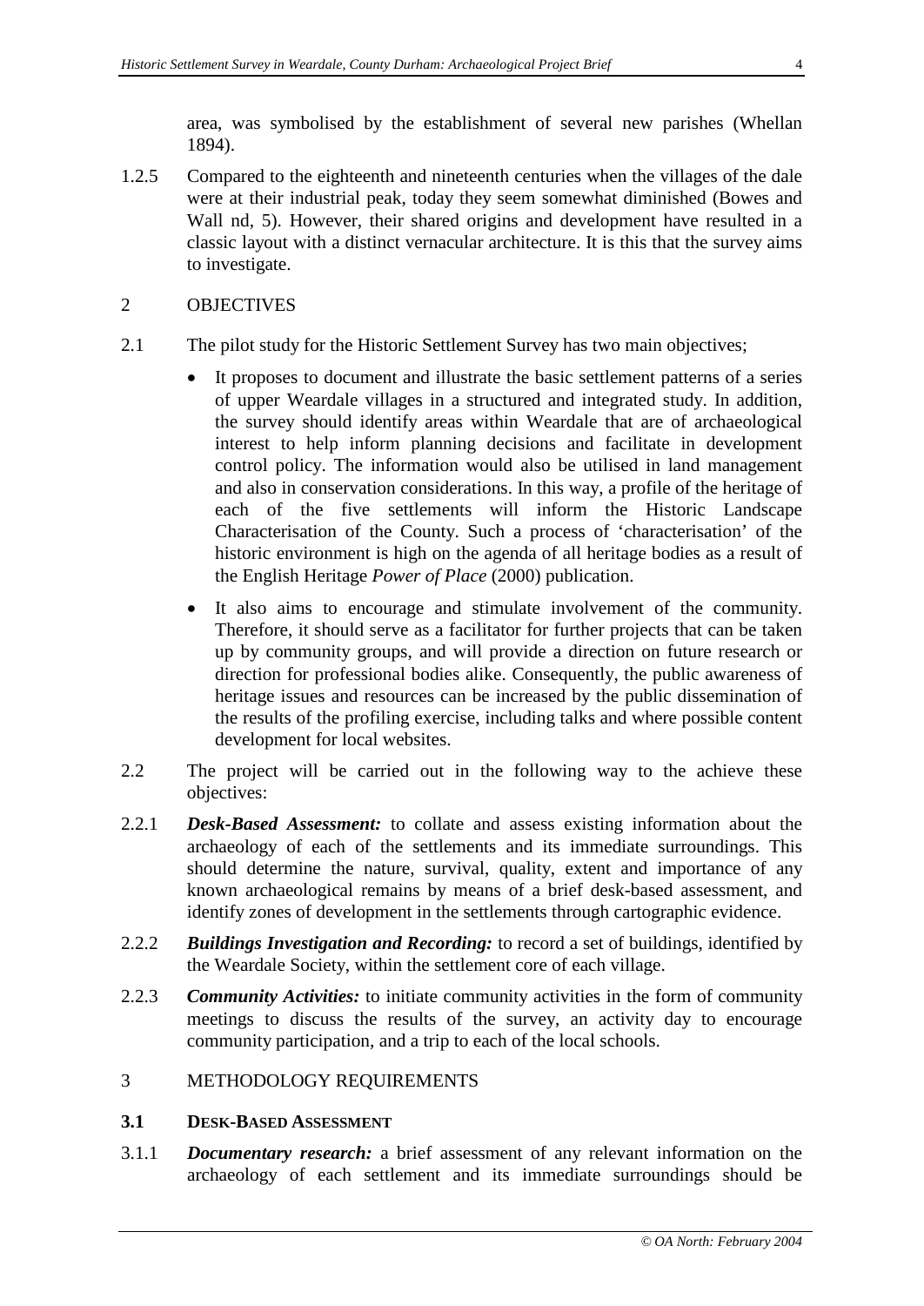area, was symbolised by the establishment of several new parishes (Whellan 1894).

1.2.5 Compared to the eighteenth and nineteenth centuries when the villages of the dale were at their industrial peak, today they seem somewhat diminished (Bowes and Wall nd, 5). However, their shared origins and development have resulted in a classic layout with a distinct vernacular architecture. It is this that the survey aims to investigate.

## 2 OBJECTIVES

2.1 The pilot study for the Historic Settlement Survey has two main objectives;

- It proposes to document and illustrate the basic settlement patterns of a series of upper Weardale villages in a structured and integrated study. In addition, the survey should identify areas within Weardale that are of archaeological interest to help inform planning decisions and facilitate in development control policy. The information would also be utilised in land management and also in conservation considerations. In this way, a profile of the heritage of each of the five settlements will inform the Historic Landscape Characterisation of the County. Such a process of 'characterisation' of the historic environment is high on the agenda of all heritage bodies as a result of the English Heritage *Power of Place* (2000) publication.
- It also aims to encourage and stimulate involvement of the community. Therefore, it should serve as a facilitator for further projects that can be taken up by community groups, and will provide a direction on future research or direction for professional bodies alike. Consequently, the public awareness of heritage issues and resources can be increased by the public dissemination of the results of the profiling exercise, including talks and where possible content development for local websites.

2.2 The project will be carried out in the following way to the achieve these objectives:

2.2.1 ***Desk-Based Assessment:*** to collate and assess existing information about the archaeology of each of the settlements and its immediate surroundings. This should determine the nature, survival, quality, extent and importance of any known archaeological remains by means of a brief desk-based assessment, and identify zones of development in the settlements through cartographic evidence.

2.2.2 ***Buildings Investigation and Recording:*** to record a set of buildings, identified by the Weardale Society, within the settlement core of each village.

2.2.3 ***Community Activities:*** to initiate community activities in the form of community meetings to discuss the results of the survey, an activity day to encourage community participation, and a trip to each of the local schools.

## 3 METHODOLOGY REQUIREMENTS

### 3.1 DESK-BASED ASSESSMENT

3.1.1 ***Documentary research:*** a brief assessment of any relevant information on the archaeology of each settlement and its immediate surroundings should be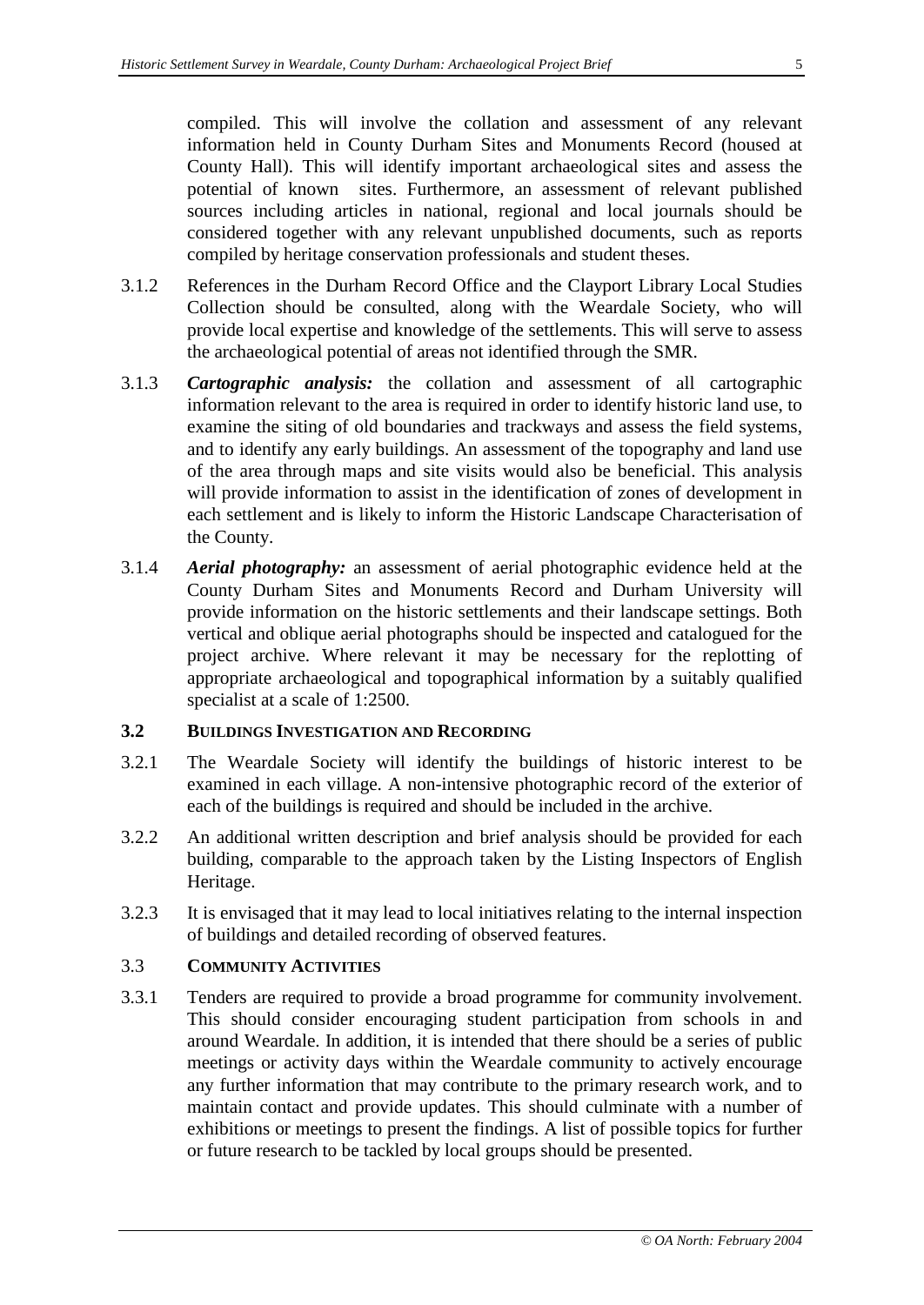compiled. This will involve the collation and assessment of any relevant information held in County Durham Sites and Monuments Record (housed at County Hall). This will identify important archaeological sites and assess the potential of known sites. Furthermore, an assessment of relevant published sources including articles in national, regional and local journals should be considered together with any relevant unpublished documents, such as reports compiled by heritage conservation professionals and student theses.

3.1.2 References in the Durham Record Office and the Clayport Library Local Studies Collection should be consulted, along with the Weardale Society, who will provide local expertise and knowledge of the settlements. This will serve to assess the archaeological potential of areas not identified through the SMR.

3.1.3 ***Cartographic analysis:*** the collation and assessment of all cartographic information relevant to the area is required in order to identify historic land use, to examine the siting of old boundaries and trackways and assess the field systems, and to identify any early buildings. An assessment of the topography and land use of the area through maps and site visits would also be beneficial. This analysis will provide information to assist in the identification of zones of development in each settlement and is likely to inform the Historic Landscape Characterisation of the County.

3.1.4 ***Aerial photography:*** an assessment of aerial photographic evidence held at the County Durham Sites and Monuments Record and Durham University will provide information on the historic settlements and their landscape settings. Both vertical and oblique aerial photographs should be inspected and catalogued for the project archive. Where relevant it may be necessary for the replotting of appropriate archaeological and topographical information by a suitably qualified specialist at a scale of 1:2500.

### 3.2 BUILDINGS INVESTIGATION AND RECORDING

3.2.1 The Weardale Society will identify the buildings of historic interest to be examined in each village. A non-intensive photographic record of the exterior of each of the buildings is required and should be included in the archive.

3.2.2 An additional written description and brief analysis should be provided for each building, comparable to the approach taken by the Listing Inspectors of English Heritage.

3.2.3 It is envisaged that it may lead to local initiatives relating to the internal inspection of buildings and detailed recording of observed features.

### 3.3 COMMUNITY ACTIVITIES

3.3.1 Tenders are required to provide a broad programme for community involvement. This should consider encouraging student participation from schools in and around Weardale. In addition, it is intended that there should be a series of public meetings or activity days within the Weardale community to actively encourage any further information that may contribute to the primary research work, and to maintain contact and provide updates. This should culminate with a number of exhibitions or meetings to present the findings. A list of possible topics for further or future research to be tackled by local groups should be presented.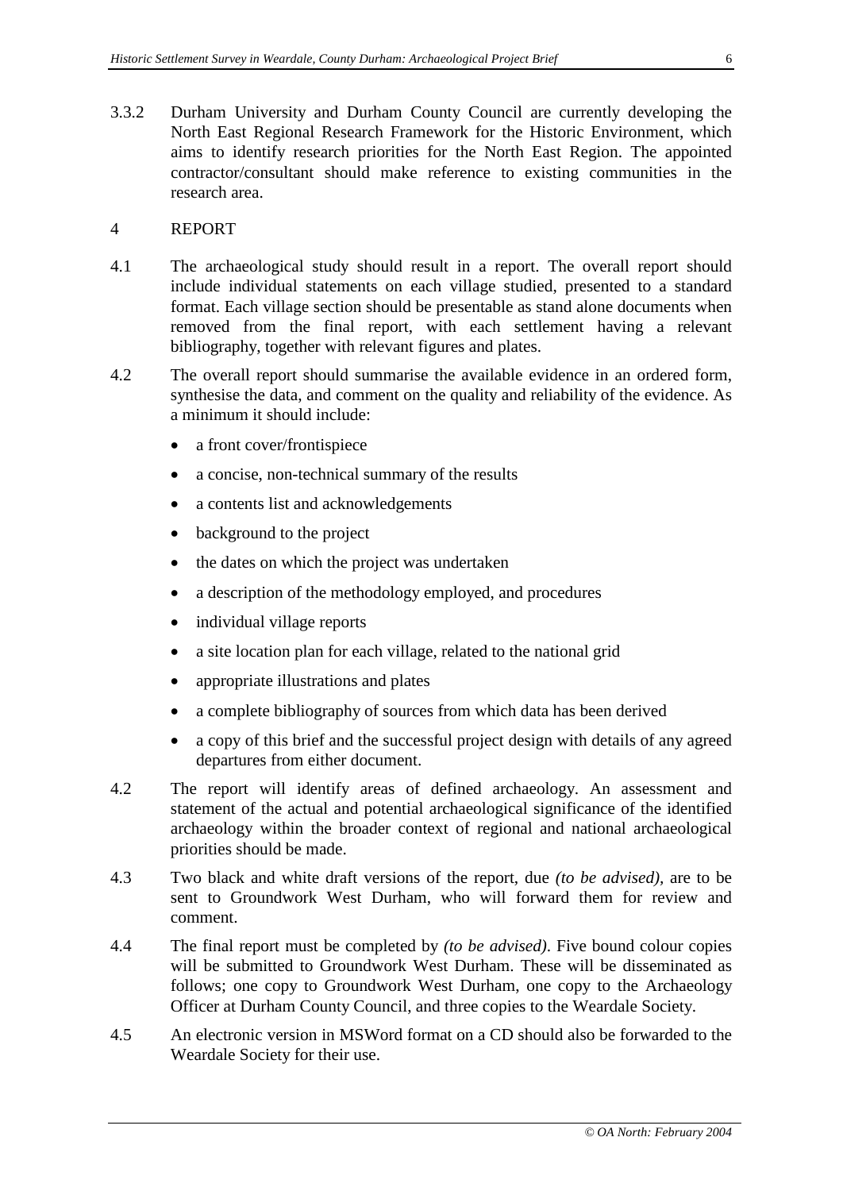3.3.2 Durham University and Durham County Council are currently developing the North East Regional Research Framework for the Historic Environment, which aims to identify research priorities for the North East Region. The appointed contractor/consultant should make reference to existing communities in the research area.

## 4 REPORT

4.1 The archaeological study should result in a report. The overall report should include individual statements on each village studied, presented to a standard format. Each village section should be presentable as stand alone documents when removed from the final report, with each settlement having a relevant bibliography, together with relevant figures and plates.

4.2 The overall report should summarise the available evidence in an ordered form, synthesise the data, and comment on the quality and reliability of the evidence. As a minimum it should include:

- a front cover/frontispiece
- a concise, non-technical summary of the results
- a contents list and acknowledgements
- background to the project
- the dates on which the project was undertaken
- a description of the methodology employed, and procedures
- individual village reports
- a site location plan for each village, related to the national grid
- appropriate illustrations and plates
- a complete bibliography of sources from which data has been derived
- a copy of this brief and the successful project design with details of any agreed departures from either document.

4.2 The report will identify areas of defined archaeology. An assessment and statement of the actual and potential archaeological significance of the identified archaeology within the broader context of regional and national archaeological priorities should be made.

4.3 Two black and white draft versions of the report, due *(to be advised),* are to be sent to Groundwork West Durham, who will forward them for review and comment.

4.4 The final report must be completed by *(to be advised)*. Five bound colour copies will be submitted to Groundwork West Durham. These will be disseminated as follows; one copy to Groundwork West Durham, one copy to the Archaeology Officer at Durham County Council, and three copies to the Weardale Society.

4.5 An electronic version in MSWord format on a CD should also be forwarded to the Weardale Society for their use.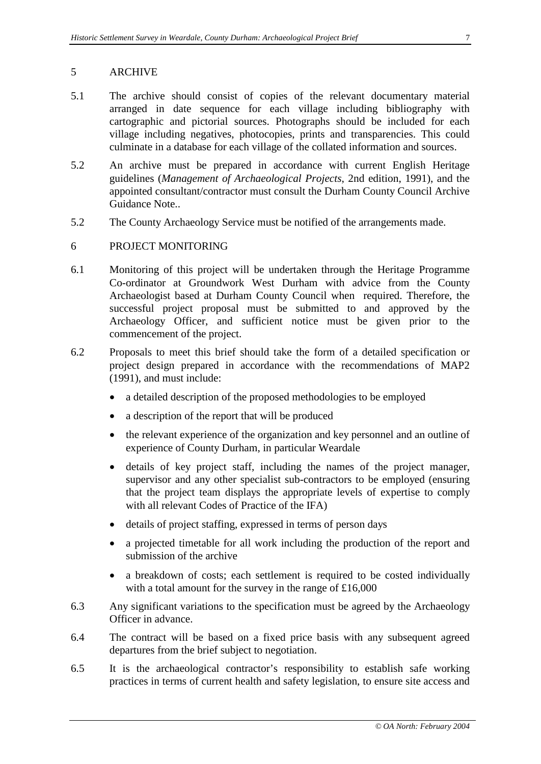## 5 ARCHIVE

5.1 The archive should consist of copies of the relevant documentary material arranged in date sequence for each village including bibliography with cartographic and pictorial sources. Photographs should be included for each village including negatives, photocopies, prints and transparencies. This could culminate in a database for each village of the collated information and sources.

5.2 An archive must be prepared in accordance with current English Heritage guidelines (*Management of Archaeological Projects*, 2nd edition, 1991), and the appointed consultant/contractor must consult the Durham County Council Archive Guidance Note..

5.2 The County Archaeology Service must be notified of the arrangements made.

## 6 PROJECT MONITORING

6.1 Monitoring of this project will be undertaken through the Heritage Programme Co-ordinator at Groundwork West Durham with advice from the County Archaeologist based at Durham County Council when required. Therefore, the successful project proposal must be submitted to and approved by the Archaeology Officer, and sufficient notice must be given prior to the commencement of the project.

6.2 Proposals to meet this brief should take the form of a detailed specification or project design prepared in accordance with the recommendations of MAP2 (1991), and must include:

- a detailed description of the proposed methodologies to be employed
- a description of the report that will be produced
- the relevant experience of the organization and key personnel and an outline of experience of County Durham, in particular Weardale
- details of key project staff, including the names of the project manager, supervisor and any other specialist sub-contractors to be employed (ensuring that the project team displays the appropriate levels of expertise to comply with all relevant Codes of Practice of the IFA)
- details of project staffing, expressed in terms of person days
- a projected timetable for all work including the production of the report and submission of the archive
- a breakdown of costs; each settlement is required to be costed individually with a total amount for the survey in the range of £16,000

6.3 Any significant variations to the specification must be agreed by the Archaeology Officer in advance.

6.4 The contract will be based on a fixed price basis with any subsequent agreed departures from the brief subject to negotiation.

6.5 It is the archaeological contractor's responsibility to establish safe working practices in terms of current health and safety legislation, to ensure site access and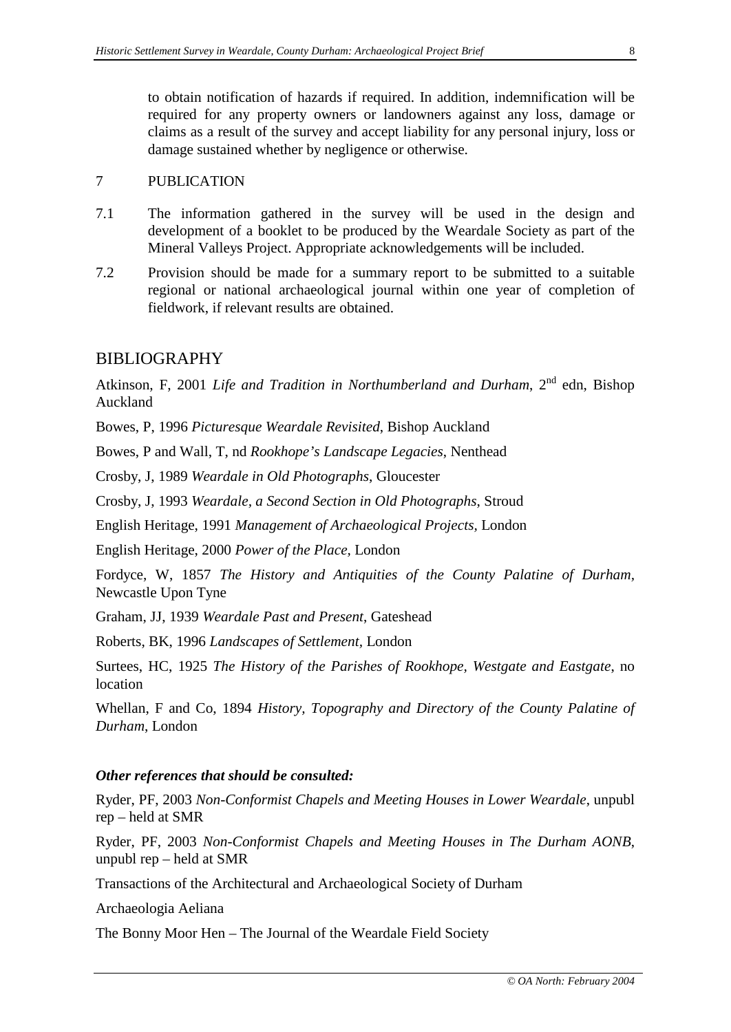to obtain notification of hazards if required. In addition, indemnification will be required for any property owners or landowners against any loss, damage or claims as a result of the survey and accept liability for any personal injury, loss or damage sustained whether by negligence or otherwise.

## 7 PUBLICATION

7.1 The information gathered in the survey will be used in the design and development of a booklet to be produced by the Weardale Society as part of the Mineral Valleys Project. Appropriate acknowledgements will be included.

7.2 Provision should be made for a summary report to be submitted to a suitable regional or national archaeological journal within one year of completion of fieldwork, if relevant results are obtained.

## BIBLIOGRAPHY

Atkinson, F, 2001 *Life and Tradition in Northumberland and Durham*, 2nd edn, Bishop Auckland

Bowes, P, 1996 *Picturesque Weardale Revisited*, Bishop Auckland

Bowes, P and Wall, T, nd *Rookhope's Landscape Legacies*, Nenthead

Crosby, J, 1989 *Weardale in Old Photographs*, Gloucester

Crosby, J, 1993 *Weardale, a Second Section in Old Photographs*, Stroud

English Heritage, 1991 *Management of Archaeological Projects*, London

English Heritage, 2000 *Power of the Place*, London

Fordyce, W, 1857 *The History and Antiquities of the County Palatine of Durham*, Newcastle Upon Tyne

Graham, JJ, 1939 *Weardale Past and Present*, Gateshead

Roberts, BK, 1996 *Landscapes of Settlement*, London

Surtees, HC, 1925 *The History of the Parishes of Rookhope, Westgate and Eastgate*, no location

Whellan, F and Co, 1894 *History, Topography and Directory of the County Palatine of Durham*, London

***Other references that should be consulted:***

Ryder, PF, 2003 *Non-Conformist Chapels and Meeting Houses in Lower Weardale*, unpubl rep – held at SMR

Ryder, PF, 2003 *Non-Conformist Chapels and Meeting Houses in The Durham AONB*, unpubl rep – held at SMR

Transactions of the Architectural and Archaeological Society of Durham

Archaeologia Aeliana

The Bonny Moor Hen – The Journal of the Weardale Field Society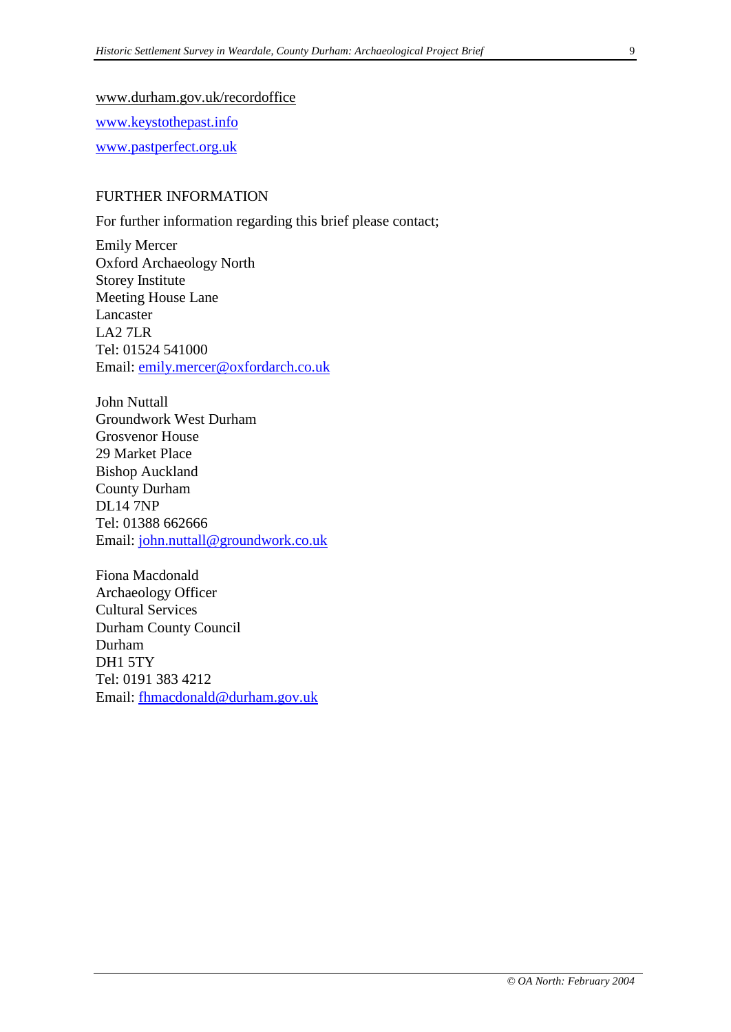www.durham.gov.uk/recordoffice

www.keystothepast.info

www.pastperfect.org.uk

FURTHER INFORMATION

For further information regarding this brief please contact;

Emily Mercer
Oxford Archaeology North
Storey Institute
Meeting House Lane
Lancaster
LA2 7LR
Tel: 01524 541000
Email: emily.mercer@oxfordarch.co.uk

John Nuttall
Groundwork West Durham
Grosvenor House
29 Market Place
Bishop Auckland
County Durham
DL14 7NP
Tel: 01388 662666
Email: john.nuttall@groundwork.co.uk

Fiona Macdonald
Archaeology Officer
Cultural Services
Durham County Council
Durham
DH1 5TY
Tel: 0191 383 4212
Email: fhmacdonald@durham.gov.uk